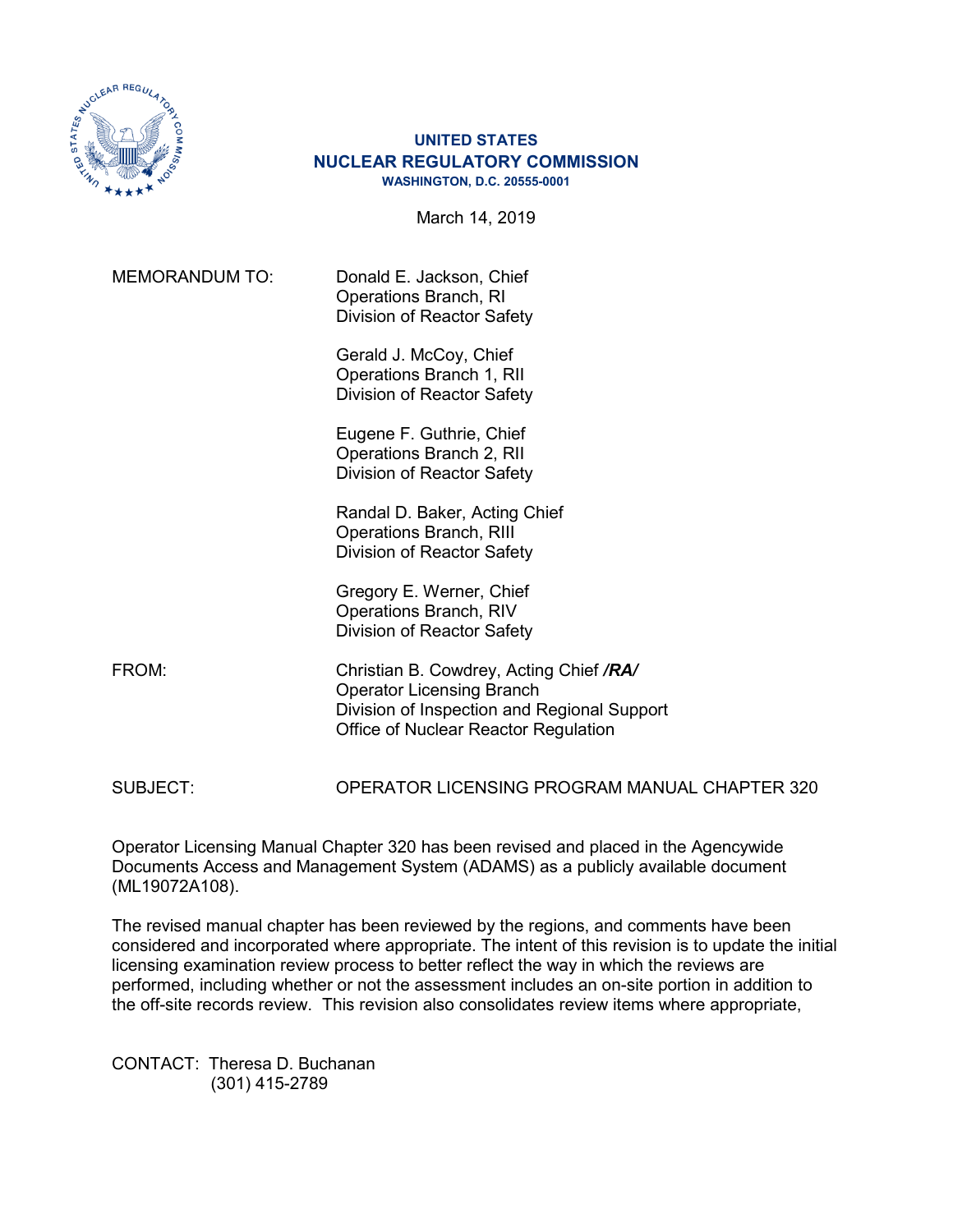**UNITED STATES**
**NUCLEAR REGULATORY COMMISSION**
**WASHINGTON, D.C. 20555-0001**

March 14, 2019

MEMORANDUM TO: Donald E. Jackson, Chief
Operations Branch, RI
Division of Reactor Safety

Gerald J. McCoy, Chief
Operations Branch 1, RII
Division of Reactor Safety

Eugene F. Guthrie, Chief
Operations Branch 2, RII
Division of Reactor Safety

Randal D. Baker, Acting Chief
Operations Branch, RIII
Division of Reactor Safety

Gregory E. Werner, Chief
Operations Branch, RIV
Division of Reactor Safety

FROM: Christian B. Cowdrey, Acting Chief ***/RA/***
Operator Licensing Branch
Division of Inspection and Regional Support
Office of Nuclear Reactor Regulation

SUBJECT: OPERATOR LICENSING PROGRAM MANUAL CHAPTER 320

Operator Licensing Manual Chapter 320 has been revised and placed in the Agencywide Documents Access and Management System (ADAMS) as a publicly available document (ML19072A108).

The revised manual chapter has been reviewed by the regions, and comments have been considered and incorporated where appropriate. The intent of this revision is to update the initial licensing examination review process to better reflect the way in which the reviews are performed, including whether or not the assessment includes an on-site portion in addition to the off-site records review. This revision also consolidates review items where appropriate,

CONTACT: Theresa D. Buchanan
(301) 415-2789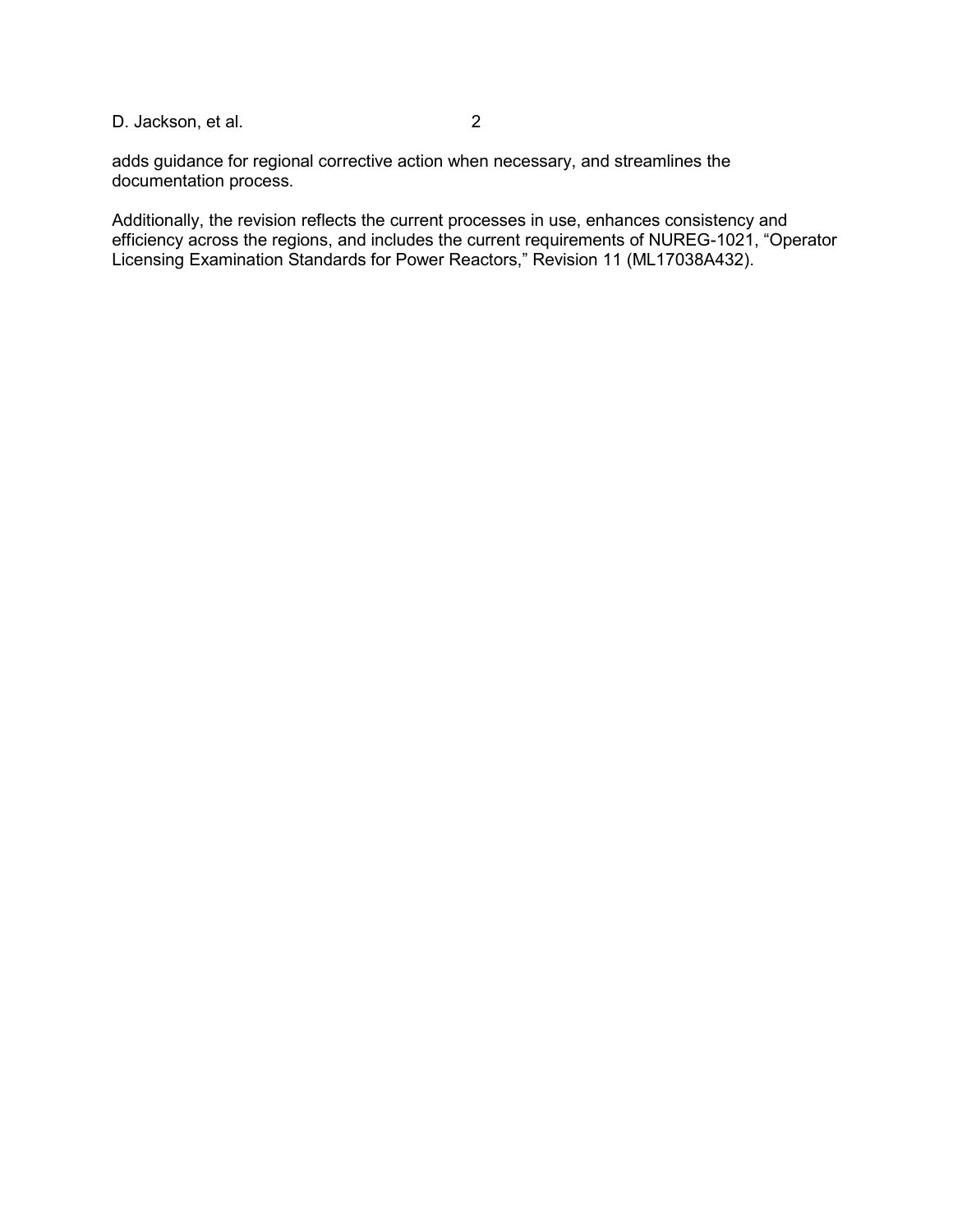adds guidance for regional corrective action when necessary, and streamlines the documentation process.

Additionally, the revision reflects the current processes in use, enhances consistency and efficiency across the regions, and includes the current requirements of NUREG-1021, “Operator Licensing Examination Standards for Power Reactors,” Revision 11 (ML17038A432).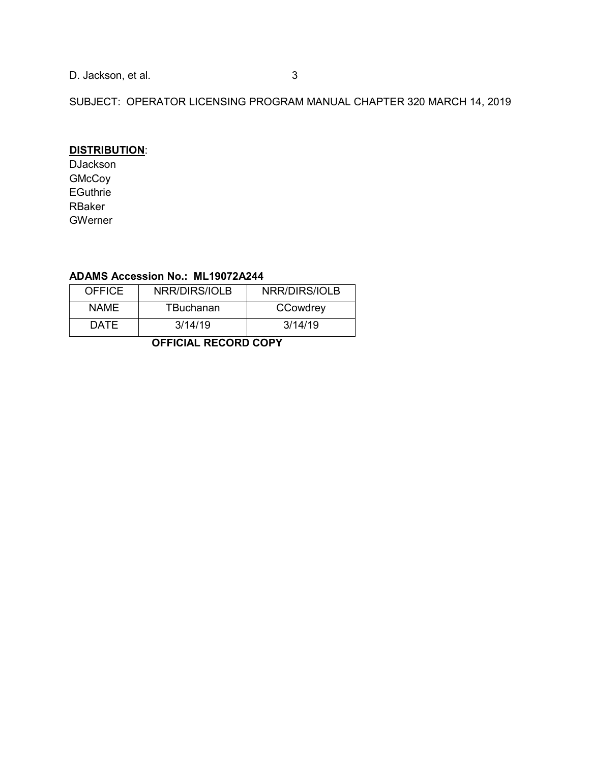SUBJECT: OPERATOR LICENSING PROGRAM MANUAL CHAPTER 320 MARCH 14, 2019

**DISTRIBUTION**:
DJackson
GMcCoy
EGuthrie
RBaker
GWerner

**ADAMS Accession No.: ML19072A244**

| OFFICE | NRR/DIRS/IOLB | NRR/DIRS/IOLB |
|---|---|---|
| NAME | TBuchanan | CCowdrey |
| DATE | 3/14/19 | 3/14/19 |

**OFFICIAL RECORD COPY**